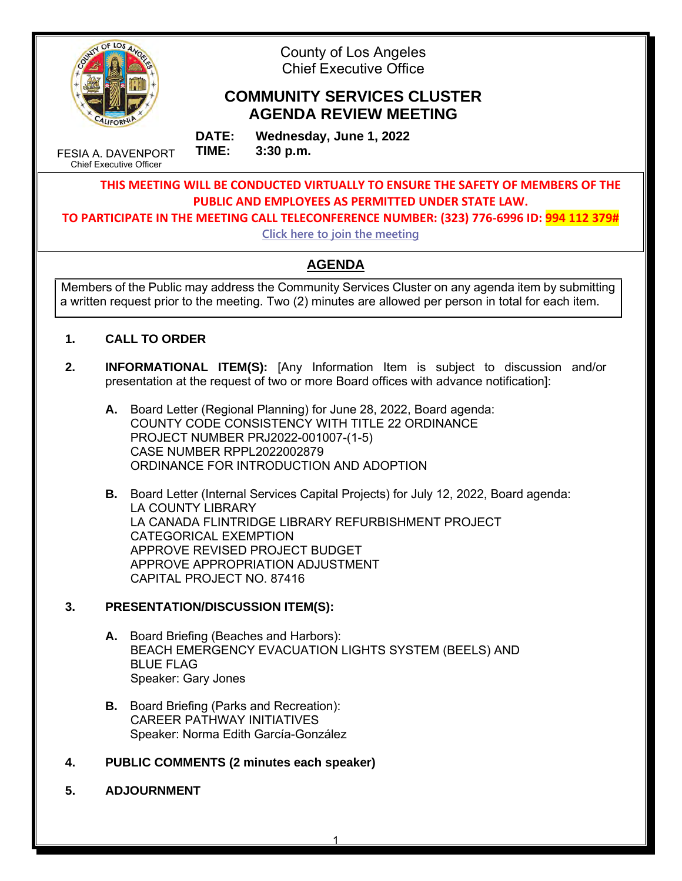County of Los Angeles
Chief Executive Office

# COMMUNITY SERVICES CLUSTER AGENDA REVIEW MEETING

**DATE:** **Wednesday, June 1, 2022**
**TIME:** **3:30 p.m.**

FESIA A. DAVENPORT
Chief Executive Officer

**THIS MEETING WILL BE CONDUCTED VIRTUALLY TO ENSURE THE SAFETY OF MEMBERS OF THE PUBLIC AND EMPLOYEES AS PERMITTED UNDER STATE LAW.**

**TO PARTICIPATE IN THE MEETING CALL TELECONFERENCE NUMBER: (323) 776-6996 ID: 994 112 379#**

Click here to join the meeting

## AGENDA

Members of the Public may address the Community Services Cluster on any agenda item by submitting a written request prior to the meeting. Two (2) minutes are allowed per person in total for each item.

1. **CALL TO ORDER**

2. **INFORMATIONAL ITEM(S):** [Any Information Item is subject to discussion and/or presentation at the request of two or more Board offices with advance notification]:

   **A.** Board Letter (Regional Planning) for June 28, 2022, Board agenda:
   COUNTY CODE CONSISTENCY WITH TITLE 22 ORDINANCE
   PROJECT NUMBER PRJ2022-001007-(1-5)
   CASE NUMBER RPPL2022002879
   ORDINANCE FOR INTRODUCTION AND ADOPTION

   **B.** Board Letter (Internal Services Capital Projects) for July 12, 2022, Board agenda:
   LA COUNTY LIBRARY
   LA CANADA FLINTRIDGE LIBRARY REFURBISHMENT PROJECT
   CATEGORICAL EXEMPTION
   APPROVE REVISED PROJECT BUDGET
   APPROVE APPROPRIATION ADJUSTMENT
   CAPITAL PROJECT NO. 87416

3. **PRESENTATION/DISCUSSION ITEM(S):**

   **A.** Board Briefing (Beaches and Harbors):
   BEACH EMERGENCY EVACUATION LIGHTS SYSTEM (BEELS) AND BLUE FLAG
   Speaker: Gary Jones

   **B.** Board Briefing (Parks and Recreation):
   CAREER PATHWAY INITIATIVES
   Speaker: Norma Edith García-González

4. **PUBLIC COMMENTS (2 minutes each speaker)**

5. **ADJOURNMENT**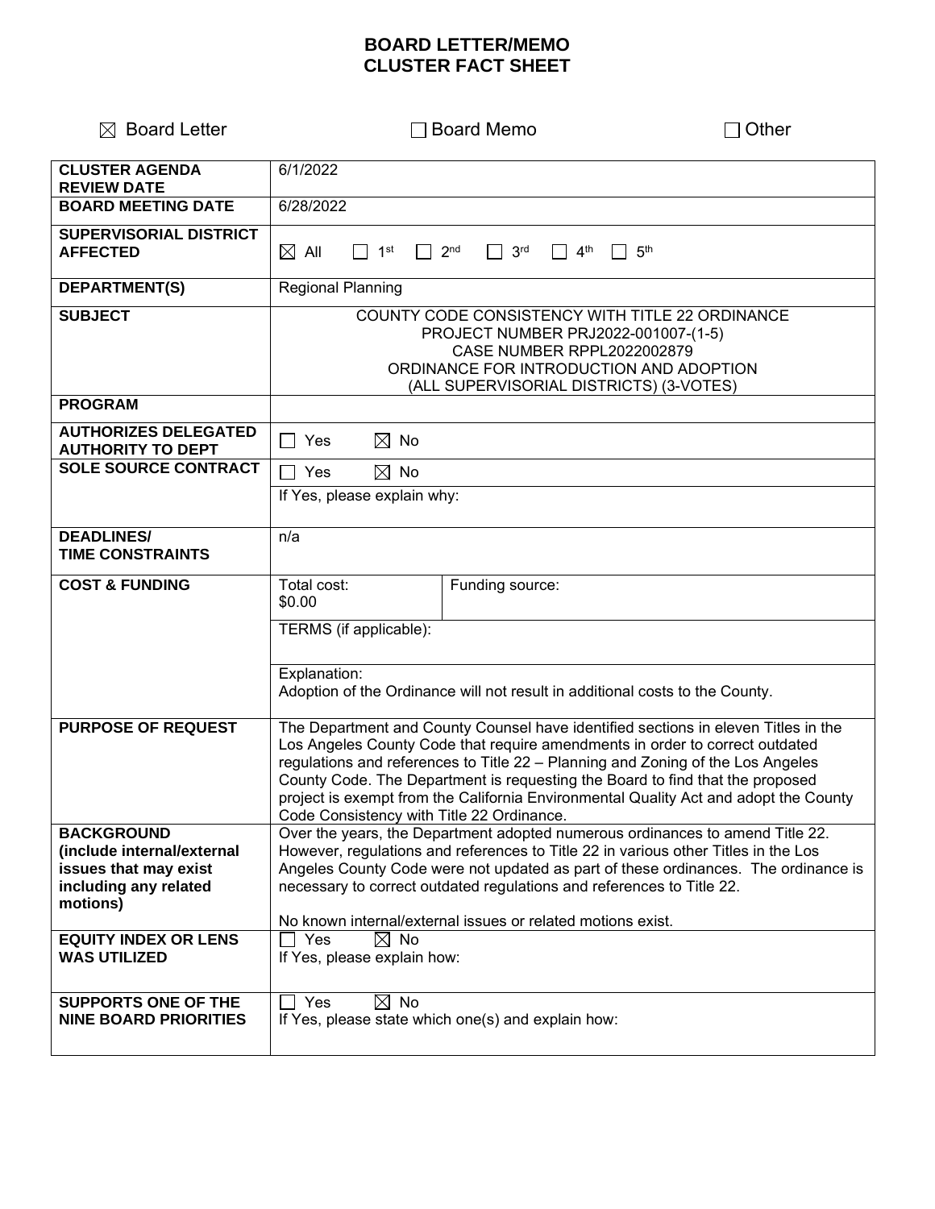# BOARD LETTER/MEMO
# CLUSTER FACT SHEET

☒ Board Letter ☐ Board Memo ☐ Other

| | | |
|---|---|---|
| **CLUSTER AGENDA REVIEW DATE** | 6/1/2022 | |
| **BOARD MEETING DATE** | 6/28/2022 | |
| **SUPERVISORIAL DISTRICT AFFECTED** | ☒ All ☐ 1st ☐ 2nd ☐ 3rd ☐ 4th ☐ 5th | |
| **DEPARTMENT(S)** | Regional Planning | |
| **SUBJECT** | COUNTY CODE CONSISTENCY WITH TITLE 22 ORDINANCE<br>PROJECT NUMBER PRJ2022-001007-(1-5)<br>CASE NUMBER RPPL2022002879<br>ORDINANCE FOR INTRODUCTION AND ADOPTION<br>(ALL SUPERVISORIAL DISTRICTS) (3-VOTES) | |
| **PROGRAM** | | |
| **AUTHORIZES DELEGATED AUTHORITY TO DEPT** | ☐ Yes ☒ No | |
| **SOLE SOURCE CONTRACT** | ☐ Yes ☒ No<br>If Yes, please explain why: | |
| **DEADLINES/ TIME CONSTRAINTS** | n/a | |
| **COST & FUNDING** | Total cost: $0.00 | Funding source: |
| | TERMS (if applicable): | |
| | Explanation:<br>Adoption of the Ordinance will not result in additional costs to the County. | |
| **PURPOSE OF REQUEST** | The Department and County Counsel have identified sections in eleven Titles in the Los Angeles County Code that require amendments in order to correct outdated regulations and references to Title 22 – Planning and Zoning of the Los Angeles County Code. The Department is requesting the Board to find that the proposed project is exempt from the California Environmental Quality Act and adopt the County Code Consistency with Title 22 Ordinance. | |
| **BACKGROUND (include internal/external issues that may exist including any related motions)** | Over the years, the Department adopted numerous ordinances to amend Title 22. However, regulations and references to Title 22 in various other Titles in the Los Angeles County Code were not updated as part of these ordinances. The ordinance is necessary to correct outdated regulations and references to Title 22.<br><br>No known internal/external issues or related motions exist. | |
| **EQUITY INDEX OR LENS WAS UTILIZED** | ☐ Yes ☒ No<br>If Yes, please explain how: | |
| **SUPPORTS ONE OF THE NINE BOARD PRIORITIES** | ☐ Yes ☒ No<br>If Yes, please state which one(s) and explain how: | |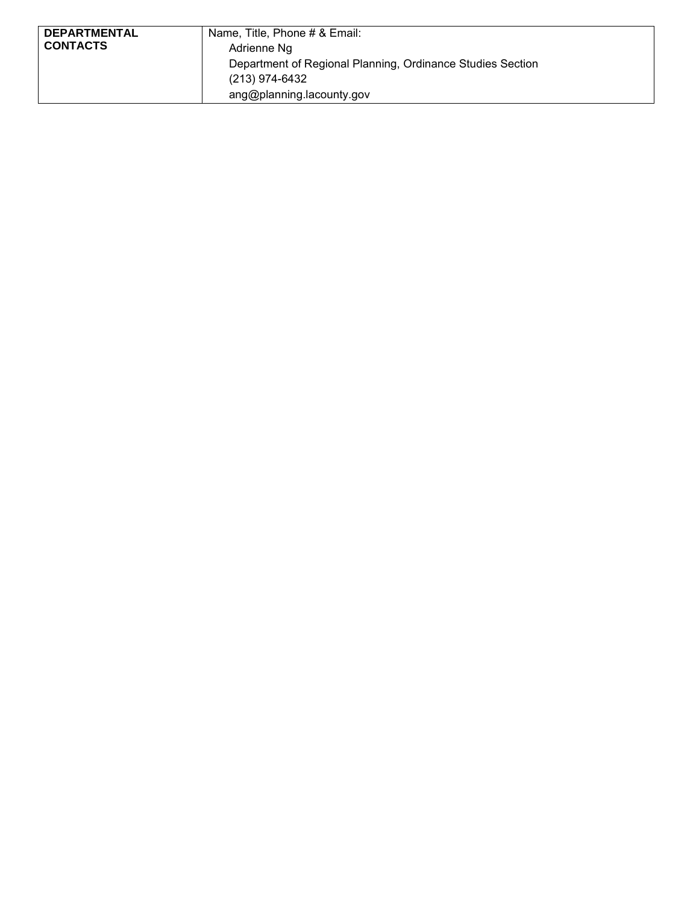| **DEPARTMENTAL CONTACTS** | Name, Title, Phone # & Email:<br>Adrienne Ng<br>Department of Regional Planning, Ordinance Studies Section<br>(213) 974-6432<br>ang@planning.lacounty.gov |
|---|---|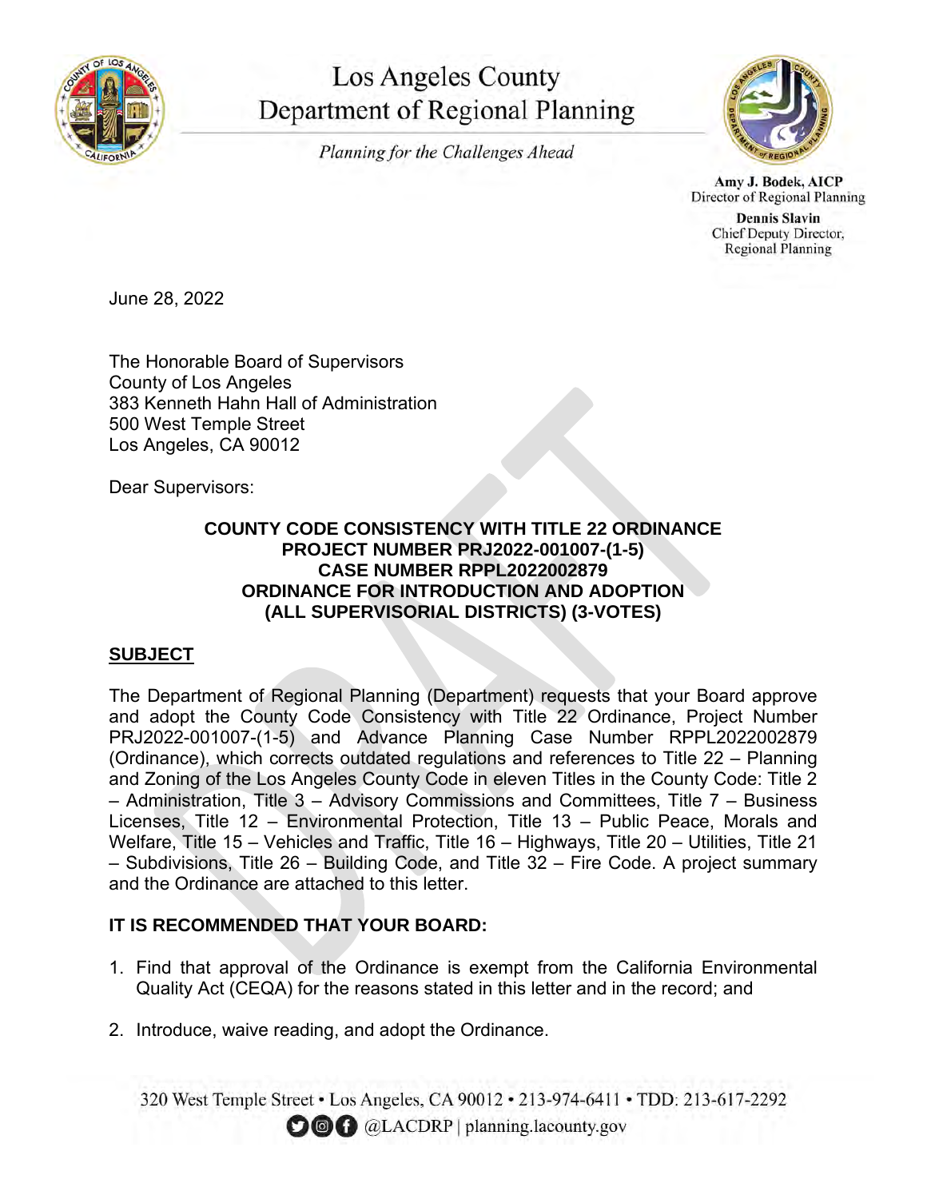# Los Angeles County Department of Regional Planning

*Planning for the Challenges Ahead*

**Amy J. Bodek, AICP**
Director of Regional Planning

**Dennis Slavin**
Chief Deputy Director, Regional Planning

June 28, 2022

The Honorable Board of Supervisors
County of Los Angeles
383 Kenneth Hahn Hall of Administration
500 West Temple Street
Los Angeles, CA 90012

Dear Supervisors:

**COUNTY CODE CONSISTENCY WITH TITLE 22 ORDINANCE**
**PROJECT NUMBER PRJ2022-001007-(1-5)**
**CASE NUMBER RPPL2022002879**
**ORDINANCE FOR INTRODUCTION AND ADOPTION**
**(ALL SUPERVISORIAL DISTRICTS) (3-VOTES)**

## SUBJECT

The Department of Regional Planning (Department) requests that your Board approve and adopt the County Code Consistency with Title 22 Ordinance, Project Number PRJ2022-001007-(1-5) and Advance Planning Case Number RPPL2022002879 (Ordinance), which corrects outdated regulations and references to Title 22 – Planning and Zoning of the Los Angeles County Code in eleven Titles in the County Code: Title 2 – Administration, Title 3 – Advisory Commissions and Committees, Title 7 – Business Licenses, Title 12 – Environmental Protection, Title 13 – Public Peace, Morals and Welfare, Title 15 – Vehicles and Traffic, Title 16 – Highways, Title 20 – Utilities, Title 21 – Subdivisions, Title 26 – Building Code, and Title 32 – Fire Code. A project summary and the Ordinance are attached to this letter.

**IT IS RECOMMENDED THAT YOUR BOARD:**

1. Find that approval of the Ordinance is exempt from the California Environmental Quality Act (CEQA) for the reasons stated in this letter and in the record; and

2. Introduce, waive reading, and adopt the Ordinance.

320 West Temple Street • Los Angeles, CA 90012 • 213-974-6411 • TDD: 213-617-2292
@LACDRP | planning.lacounty.gov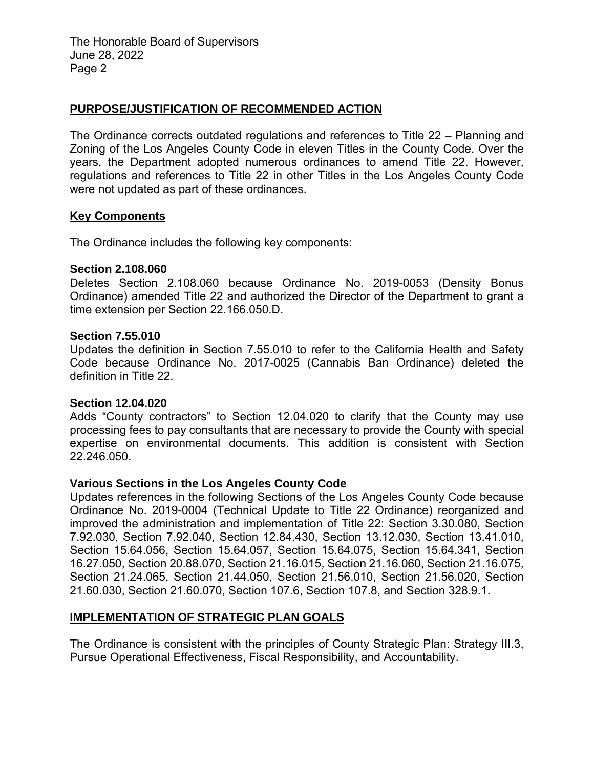## PURPOSE/JUSTIFICATION OF RECOMMENDED ACTION

The Ordinance corrects outdated regulations and references to Title 22 – Planning and Zoning of the Los Angeles County Code in eleven Titles in the County Code. Over the years, the Department adopted numerous ordinances to amend Title 22. However, regulations and references to Title 22 in other Titles in the Los Angeles County Code were not updated as part of these ordinances.

### Key Components

The Ordinance includes the following key components:

**Section 2.108.060**
Deletes Section 2.108.060 because Ordinance No. 2019-0053 (Density Bonus Ordinance) amended Title 22 and authorized the Director of the Department to grant a time extension per Section 22.166.050.D.

**Section 7.55.010**
Updates the definition in Section 7.55.010 to refer to the California Health and Safety Code because Ordinance No. 2017-0025 (Cannabis Ban Ordinance) deleted the definition in Title 22.

**Section 12.04.020**
Adds "County contractors" to Section 12.04.020 to clarify that the County may use processing fees to pay consultants that are necessary to provide the County with special expertise on environmental documents. This addition is consistent with Section 22.246.050.

**Various Sections in the Los Angeles County Code**
Updates references in the following Sections of the Los Angeles County Code because Ordinance No. 2019-0004 (Technical Update to Title 22 Ordinance) reorganized and improved the administration and implementation of Title 22: Section 3.30.080, Section 7.92.030, Section 7.92.040, Section 12.84.430, Section 13.12.030, Section 13.41.010, Section 15.64.056, Section 15.64.057, Section 15.64.075, Section 15.64.341, Section 16.27.050, Section 20.88.070, Section 21.16.015, Section 21.16.060, Section 21.16.075, Section 21.24.065, Section 21.44.050, Section 21.56.010, Section 21.56.020, Section 21.60.030, Section 21.60.070, Section 107.6, Section 107.8, and Section 328.9.1.

## IMPLEMENTATION OF STRATEGIC PLAN GOALS

The Ordinance is consistent with the principles of County Strategic Plan: Strategy III.3, Pursue Operational Effectiveness, Fiscal Responsibility, and Accountability.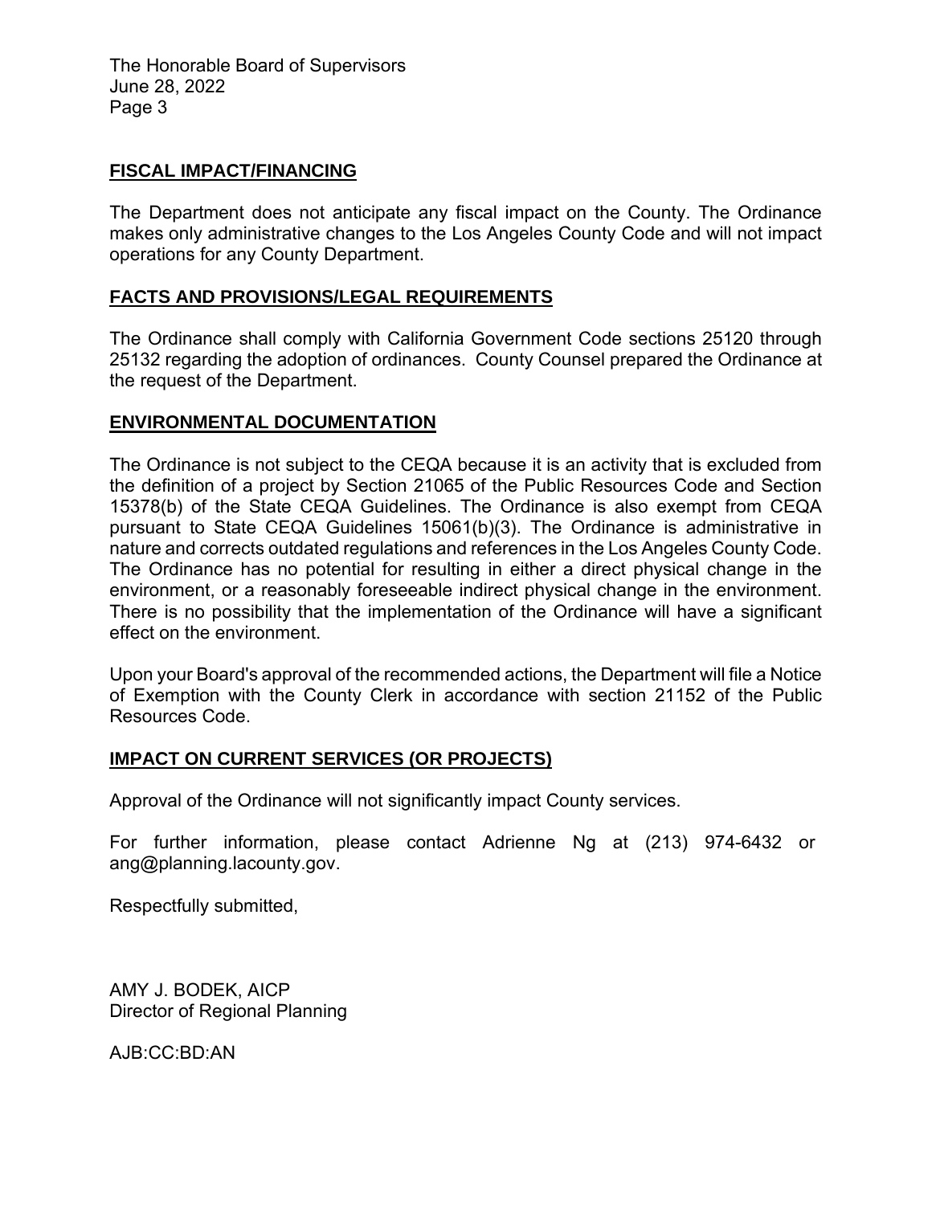## FISCAL IMPACT/FINANCING

The Department does not anticipate any fiscal impact on the County. The Ordinance makes only administrative changes to the Los Angeles County Code and will not impact operations for any County Department.

## FACTS AND PROVISIONS/LEGAL REQUIREMENTS

The Ordinance shall comply with California Government Code sections 25120 through 25132 regarding the adoption of ordinances. County Counsel prepared the Ordinance at the request of the Department.

## ENVIRONMENTAL DOCUMENTATION

The Ordinance is not subject to the CEQA because it is an activity that is excluded from the definition of a project by Section 21065 of the Public Resources Code and Section 15378(b) of the State CEQA Guidelines. The Ordinance is also exempt from CEQA pursuant to State CEQA Guidelines 15061(b)(3). The Ordinance is administrative in nature and corrects outdated regulations and references in the Los Angeles County Code. The Ordinance has no potential for resulting in either a direct physical change in the environment, or a reasonably foreseeable indirect physical change in the environment. There is no possibility that the implementation of the Ordinance will have a significant effect on the environment.

Upon your Board's approval of the recommended actions, the Department will file a Notice of Exemption with the County Clerk in accordance with section 21152 of the Public Resources Code.

## IMPACT ON CURRENT SERVICES (OR PROJECTS)

Approval of the Ordinance will not significantly impact County services.

For further information, please contact Adrienne Ng at (213) 974-6432 or ang@planning.lacounty.gov.

Respectfully submitted,

AMY J. BODEK, AICP
Director of Regional Planning

AJB:CC:BD:AN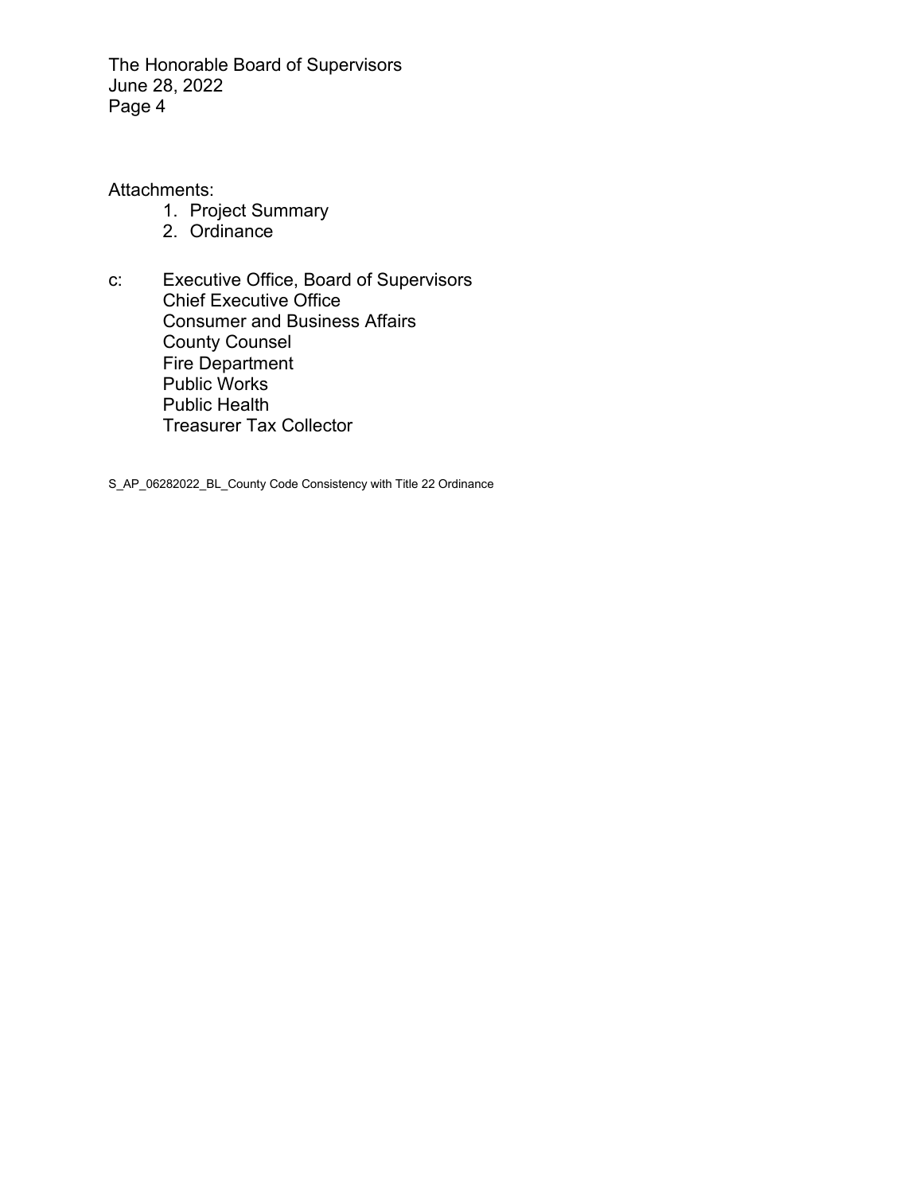Attachments:

1. Project Summary
2. Ordinance

c: Executive Office, Board of Supervisors
Chief Executive Office
Consumer and Business Affairs
County Counsel
Fire Department
Public Works
Public Health
Treasurer Tax Collector

S_AP_06282022_BL_County Code Consistency with Title 22 Ordinance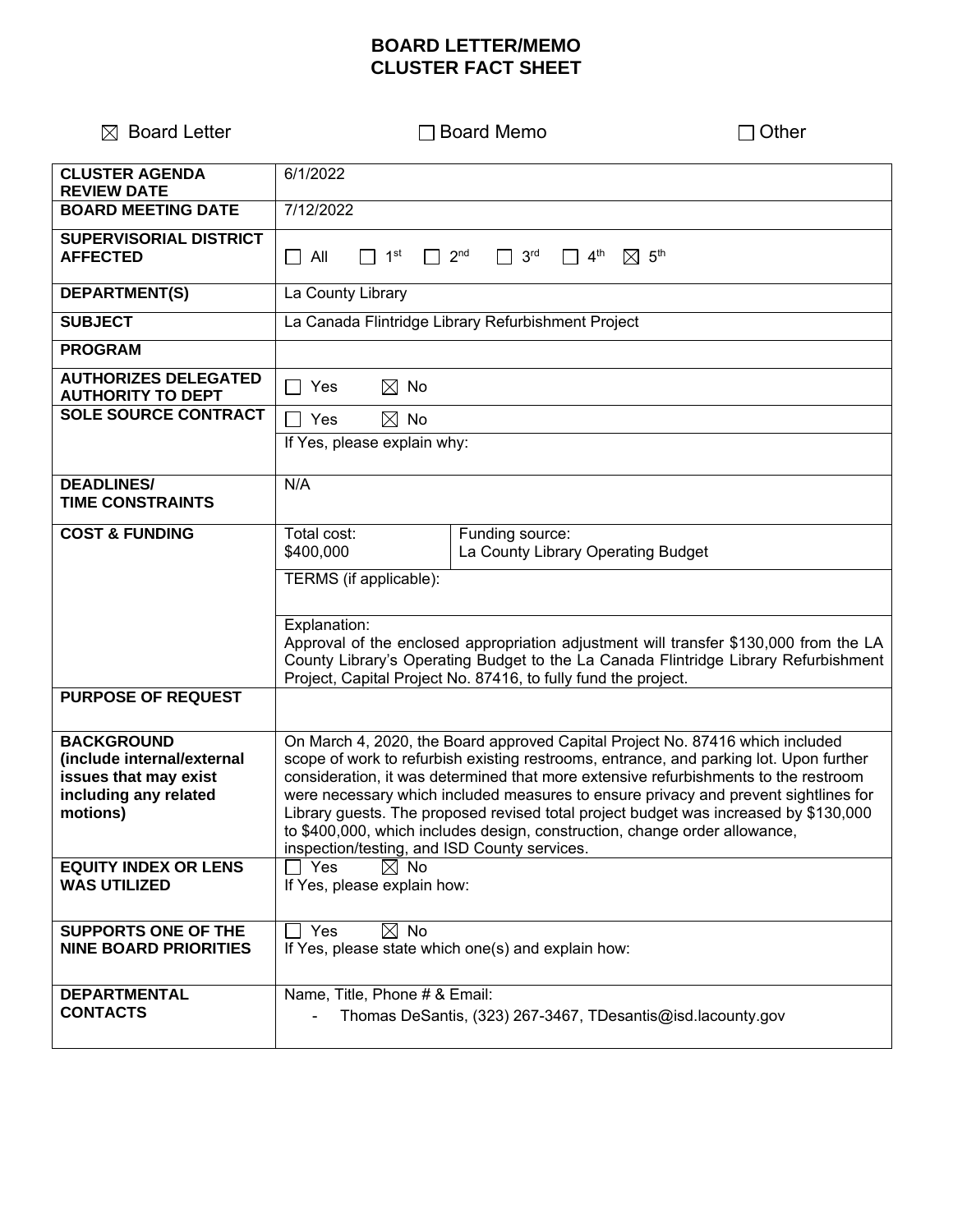# BOARD LETTER/MEMO
# CLUSTER FACT SHEET

☒ Board Letter ☐ Board Memo ☐ Other

| | | |
|---|---|---|
| **CLUSTER AGENDA REVIEW DATE** | 6/1/2022 | |
| **BOARD MEETING DATE** | 7/12/2022 | |
| **SUPERVISORIAL DISTRICT AFFECTED** | ☐ All ☐ 1st ☐ 2nd ☐ 3rd ☐ 4th ☒ 5th | |
| **DEPARTMENT(S)** | La County Library | |
| **SUBJECT** | La Canada Flintridge Library Refurbishment Project | |
| **PROGRAM** | | |
| **AUTHORIZES DELEGATED AUTHORITY TO DEPT** | ☐ Yes ☒ No | |
| **SOLE SOURCE CONTRACT** | ☐ Yes ☒ No | |
| | If Yes, please explain why: | |
| **DEADLINES/ TIME CONSTRAINTS** | N/A | |
| **COST & FUNDING** | Total cost: $400,000 | Funding source: La County Library Operating Budget |
| | TERMS (if applicable): | |
| | Explanation: Approval of the enclosed appropriation adjustment will transfer $130,000 from the LA County Library's Operating Budget to the La Canada Flintridge Library Refurbishment Project, Capital Project No. 87416, to fully fund the project. | |
| **PURPOSE OF REQUEST** | | |
| **BACKGROUND (include internal/external issues that may exist including any related motions)** | On March 4, 2020, the Board approved Capital Project No. 87416 which included scope of work to refurbish existing restrooms, entrance, and parking lot. Upon further consideration, it was determined that more extensive refurbishments to the restroom were necessary which included measures to ensure privacy and prevent sightlines for Library guests. The proposed revised total project budget was increased by $130,000 to $400,000, which includes design, construction, change order allowance, inspection/testing, and ISD County services. | |
| **EQUITY INDEX OR LENS WAS UTILIZED** | ☐ Yes ☒ No<br>If Yes, please explain how: | |
| **SUPPORTS ONE OF THE NINE BOARD PRIORITIES** | ☐ Yes ☒ No<br>If Yes, please state which one(s) and explain how: | |
| **DEPARTMENTAL CONTACTS** | Name, Title, Phone # & Email:<br>- Thomas DeSantis, (323) 267-3467, TDesantis@isd.lacounty.gov | |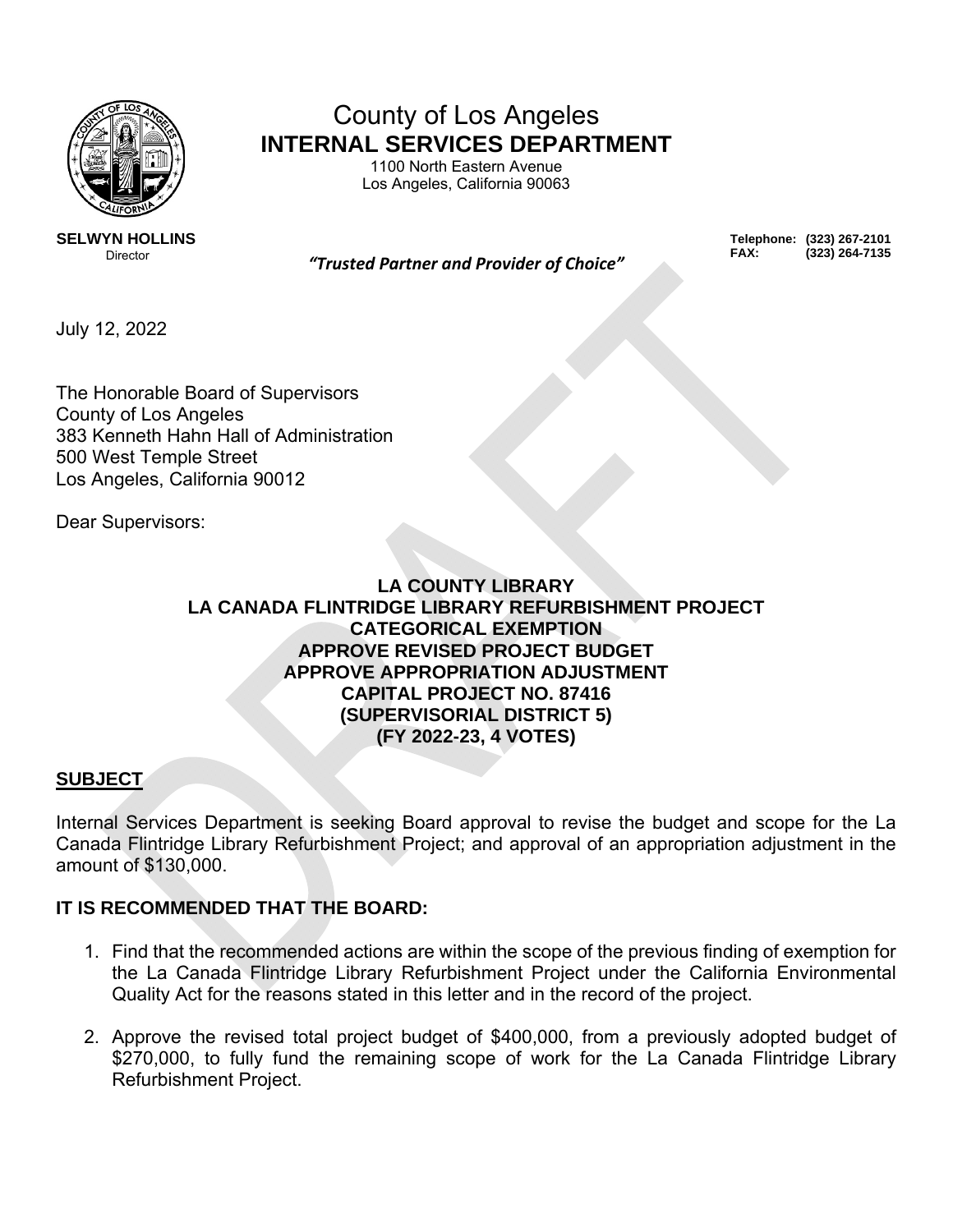County of Los Angeles
**INTERNAL SERVICES DEPARTMENT**
1100 North Eastern Avenue
Los Angeles, California 90063

**SELWYN HOLLINS**
Director

***"Trusted Partner and Provider of Choice"***

**Telephone: (323) 267-2101**
**FAX: (323) 264-7135**

July 12, 2022

The Honorable Board of Supervisors
County of Los Angeles
383 Kenneth Hahn Hall of Administration
500 West Temple Street
Los Angeles, California 90012

Dear Supervisors:

**LA COUNTY LIBRARY**
**LA CANADA FLINTRIDGE LIBRARY REFURBISHMENT PROJECT**
**CATEGORICAL EXEMPTION**
**APPROVE REVISED PROJECT BUDGET**
**APPROVE APPROPRIATION ADJUSTMENT**
**CAPITAL PROJECT NO. 87416**
**(SUPERVISORIAL DISTRICT 5)**
**(FY 2022-23, 4 VOTES)**

## SUBJECT

Internal Services Department is seeking Board approval to revise the budget and scope for the La Canada Flintridge Library Refurbishment Project; and approval of an appropriation adjustment in the amount of $130,000.

## IT IS RECOMMENDED THAT THE BOARD:

1. Find that the recommended actions are within the scope of the previous finding of exemption for the La Canada Flintridge Library Refurbishment Project under the California Environmental Quality Act for the reasons stated in this letter and in the record of the project.

2. Approve the revised total project budget of $400,000, from a previously adopted budget of $270,000, to fully fund the remaining scope of work for the La Canada Flintridge Library Refurbishment Project.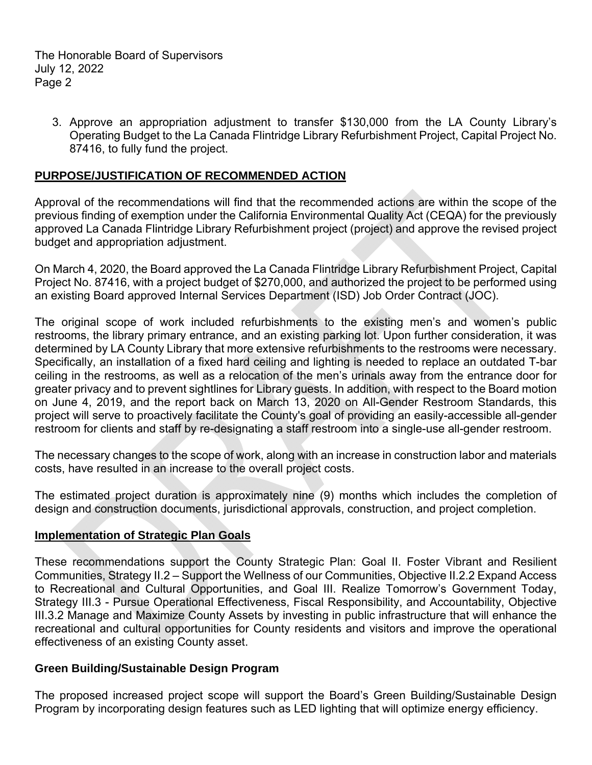3. Approve an appropriation adjustment to transfer $130,000 from the LA County Library's Operating Budget to the La Canada Flintridge Library Refurbishment Project, Capital Project No. 87416, to fully fund the project.

## **PURPOSE/JUSTIFICATION OF RECOMMENDED ACTION**

Approval of the recommendations will find that the recommended actions are within the scope of the previous finding of exemption under the California Environmental Quality Act (CEQA) for the previously approved La Canada Flintridge Library Refurbishment project (project) and approve the revised project budget and appropriation adjustment.

On March 4, 2020, the Board approved the La Canada Flintridge Library Refurbishment Project, Capital Project No. 87416, with a project budget of $270,000, and authorized the project to be performed using an existing Board approved Internal Services Department (ISD) Job Order Contract (JOC).

The original scope of work included refurbishments to the existing men's and women's public restrooms, the library primary entrance, and an existing parking lot. Upon further consideration, it was determined by LA County Library that more extensive refurbishments to the restrooms were necessary. Specifically, an installation of a fixed hard ceiling and lighting is needed to replace an outdated T-bar ceiling in the restrooms, as well as a relocation of the men's urinals away from the entrance door for greater privacy and to prevent sightlines for Library guests. In addition, with respect to the Board motion on June 4, 2019, and the report back on March 13, 2020 on All-Gender Restroom Standards, this project will serve to proactively facilitate the County's goal of providing an easily-accessible all-gender restroom for clients and staff by re-designating a staff restroom into a single-use all-gender restroom.

The necessary changes to the scope of work, along with an increase in construction labor and materials costs, have resulted in an increase to the overall project costs.

The estimated project duration is approximately nine (9) months which includes the completion of design and construction documents, jurisdictional approvals, construction, and project completion.

### **Implementation of Strategic Plan Goals**

These recommendations support the County Strategic Plan: Goal II. Foster Vibrant and Resilient Communities, Strategy II.2 – Support the Wellness of our Communities, Objective II.2.2 Expand Access to Recreational and Cultural Opportunities, and Goal III. Realize Tomorrow's Government Today, Strategy III.3 - Pursue Operational Effectiveness, Fiscal Responsibility, and Accountability, Objective III.3.2 Manage and Maximize County Assets by investing in public infrastructure that will enhance the recreational and cultural opportunities for County residents and visitors and improve the operational effectiveness of an existing County asset.

### **Green Building/Sustainable Design Program**

The proposed increased project scope will support the Board's Green Building/Sustainable Design Program by incorporating design features such as LED lighting that will optimize energy efficiency.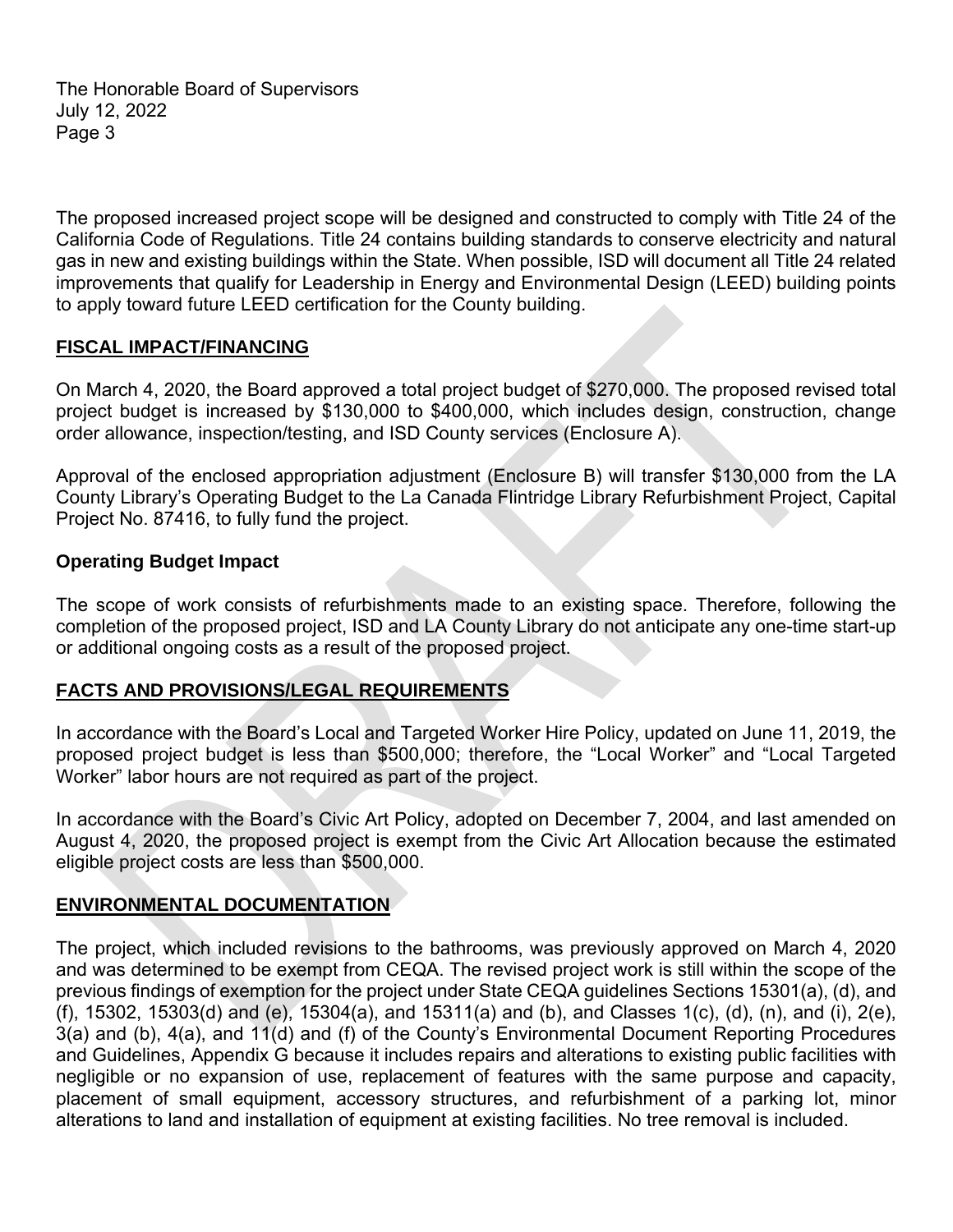The proposed increased project scope will be designed and constructed to comply with Title 24 of the California Code of Regulations. Title 24 contains building standards to conserve electricity and natural gas in new and existing buildings within the State. When possible, ISD will document all Title 24 related improvements that qualify for Leadership in Energy and Environmental Design (LEED) building points to apply toward future LEED certification for the County building.

## FISCAL IMPACT/FINANCING

On March 4, 2020, the Board approved a total project budget of $270,000. The proposed revised total project budget is increased by $130,000 to $400,000, which includes design, construction, change order allowance, inspection/testing, and ISD County services (Enclosure A).

Approval of the enclosed appropriation adjustment (Enclosure B) will transfer $130,000 from the LA County Library's Operating Budget to the La Canada Flintridge Library Refurbishment Project, Capital Project No. 87416, to fully fund the project.

### Operating Budget Impact

The scope of work consists of refurbishments made to an existing space. Therefore, following the completion of the proposed project, ISD and LA County Library do not anticipate any one-time start-up or additional ongoing costs as a result of the proposed project.

## FACTS AND PROVISIONS/LEGAL REQUIREMENTS

In accordance with the Board's Local and Targeted Worker Hire Policy, updated on June 11, 2019, the proposed project budget is less than $500,000; therefore, the "Local Worker" and "Local Targeted Worker" labor hours are not required as part of the project.

In accordance with the Board's Civic Art Policy, adopted on December 7, 2004, and last amended on August 4, 2020, the proposed project is exempt from the Civic Art Allocation because the estimated eligible project costs are less than $500,000.

## ENVIRONMENTAL DOCUMENTATION

The project, which included revisions to the bathrooms, was previously approved on March 4, 2020 and was determined to be exempt from CEQA. The revised project work is still within the scope of the previous findings of exemption for the project under State CEQA guidelines Sections 15301(a), (d), and (f), 15302, 15303(d) and (e), 15304(a), and 15311(a) and (b), and Classes 1(c), (d), (n), and (i), 2(e), 3(a) and (b), 4(a), and 11(d) and (f) of the County's Environmental Document Reporting Procedures and Guidelines, Appendix G because it includes repairs and alterations to existing public facilities with negligible or no expansion of use, replacement of features with the same purpose and capacity, placement of small equipment, accessory structures, and refurbishment of a parking lot, minor alterations to land and installation of equipment at existing facilities. No tree removal is included.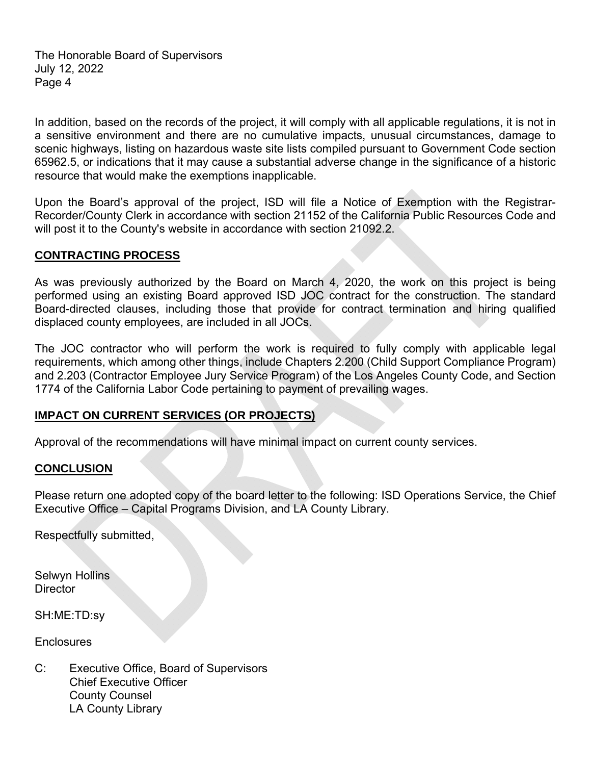In addition, based on the records of the project, it will comply with all applicable regulations, it is not in a sensitive environment and there are no cumulative impacts, unusual circumstances, damage to scenic highways, listing on hazardous waste site lists compiled pursuant to Government Code section 65962.5, or indications that it may cause a substantial adverse change in the significance of a historic resource that would make the exemptions inapplicable.

Upon the Board's approval of the project, ISD will file a Notice of Exemption with the Registrar-Recorder/County Clerk in accordance with section 21152 of the California Public Resources Code and will post it to the County's website in accordance with section 21092.2.

## CONTRACTING PROCESS

As was previously authorized by the Board on March 4, 2020, the work on this project is being performed using an existing Board approved ISD JOC contract for the construction. The standard Board-directed clauses, including those that provide for contract termination and hiring qualified displaced county employees, are included in all JOCs.

The JOC contractor who will perform the work is required to fully comply with applicable legal requirements, which among other things, include Chapters 2.200 (Child Support Compliance Program) and 2.203 (Contractor Employee Jury Service Program) of the Los Angeles County Code, and Section 1774 of the California Labor Code pertaining to payment of prevailing wages.

## IMPACT ON CURRENT SERVICES (OR PROJECTS)

Approval of the recommendations will have minimal impact on current county services.

## CONCLUSION

Please return one adopted copy of the board letter to the following: ISD Operations Service, the Chief Executive Office – Capital Programs Division, and LA County Library.

Respectfully submitted,

Selwyn Hollins
Director

SH:ME:TD:sy

Enclosures

C: Executive Office, Board of Supervisors
Chief Executive Officer
County Counsel
LA County Library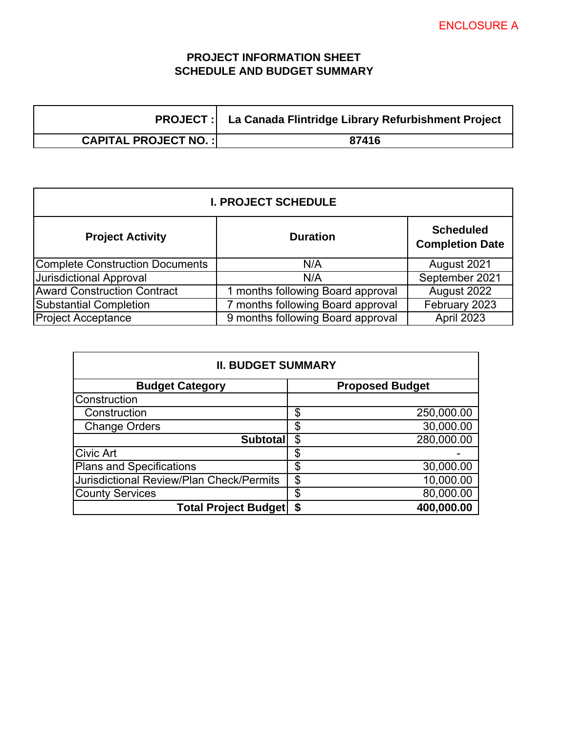ENCLOSURE A

# PROJECT INFORMATION SHEET
## SCHEDULE AND BUDGET SUMMARY

| PROJECT : | La Canada Flintridge Library Refurbishment Project |
|---|---|
| CAPITAL PROJECT NO. : | 87416 |

| I. PROJECT SCHEDULE | | |
|---|---|---|
| **Project Activity** | **Duration** | **Scheduled Completion Date** |
| Complete Construction Documents | N/A | August 2021 |
| Jurisdictional Approval | N/A | September 2021 |
| Award Construction Contract | 1 months following Board approval | August 2022 |
| Substantial Completion | 7 months following Board approval | February 2023 |
| Project Acceptance | 9 months following Board approval | April 2023 |

| II. BUDGET SUMMARY | |
|---|---|
| **Budget Category** | **Proposed Budget** |
| Construction | |
| Construction | $ 250,000.00 |
| Change Orders | $ 30,000.00 |
| **Subtotal** | $ 280,000.00 |
| Civic Art | $ - |
| Plans and Specifications | $ 30,000.00 |
| Jurisdictional Review/Plan Check/Permits | $ 10,000.00 |
| County Services | $ 80,000.00 |
| **Total Project Budget** | **$ 400,000.00** |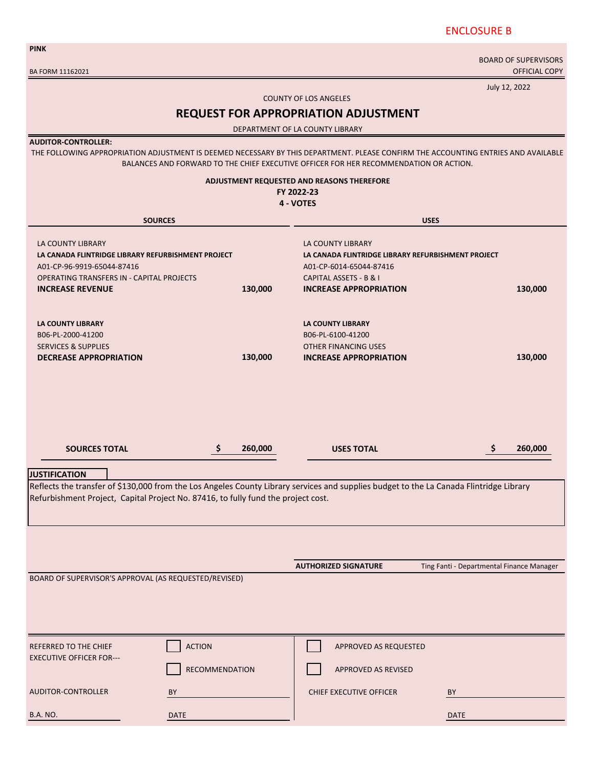ENCLOSURE B

**PINK**

BA FORM 11162021

BOARD OF SUPERVISORS
OFFICIAL COPY

July 12, 2022

COUNTY OF LOS ANGELES

# REQUEST FOR APPROPRIATION ADJUSTMENT

DEPARTMENT OF LA COUNTY LIBRARY

**AUDITOR-CONTROLLER:**

THE FOLLOWING APPROPRIATION ADJUSTMENT IS DEEMED NECESSARY BY THIS DEPARTMENT. PLEASE CONFIRM THE ACCOUNTING ENTRIES AND AVAILABLE BALANCES AND FORWARD TO THE CHIEF EXECUTIVE OFFICER FOR HER RECOMMENDATION OR ACTION.

**ADJUSTMENT REQUESTED AND REASONS THEREFORE**
**FY 2022-23**
**4 - VOTES**

| SOURCES | | USES | |
|---|---|---|---|
| LA COUNTY LIBRARY<br>**LA CANADA FLINTRIDGE LIBRARY REFURBISHMENT PROJECT**<br>A01-CP-96-9919-65044-87416<br>OPERATING TRANSFERS IN - CAPITAL PROJECTS<br>**INCREASE REVENUE** | **130,000** | LA COUNTY LIBRARY<br>**LA CANADA FLINTRIDGE LIBRARY REFURBISHMENT PROJECT**<br>A01-CP-6014-65044-87416<br>CAPITAL ASSETS - B & I<br>**INCREASE APPROPRIATION** | **130,000** |
| **LA COUNTY LIBRARY**<br>B06-PL-2000-41200<br>SERVICES & SUPPLIES<br>**DECREASE APPROPRIATION** | **130,000** | **LA COUNTY LIBRARY**<br>B06-PL-6100-41200<br>OTHER FINANCING USES<br>**INCREASE APPROPRIATION** | **130,000** |
| **SOURCES TOTAL** | **$ 260,000** | **USES TOTAL** | **$ 260,000** |

**JUSTIFICATION**

Reflects the transfer of $130,000 from the Los Angeles County Library services and supplies budget to the La Canada Flintridge Library Refurbishment Project, Capital Project No. 87416, to fully fund the project cost.

**AUTHORIZED SIGNATURE** Ting Fanti - Departmental Finance Manager

BOARD OF SUPERVISOR'S APPROVAL (AS REQUESTED/REVISED)

| | | | |
|---|---|---|---|
| REFERRED TO THE CHIEF EXECUTIVE OFFICER FOR--- | ☐ ACTION<br>☐ RECOMMENDATION | ☐ APPROVED AS REQUESTED<br>☐ APPROVED AS REVISED | |
| AUDITOR-CONTROLLER | BY | CHIEF EXECUTIVE OFFICER | BY |
| B.A. NO. | DATE | | DATE |